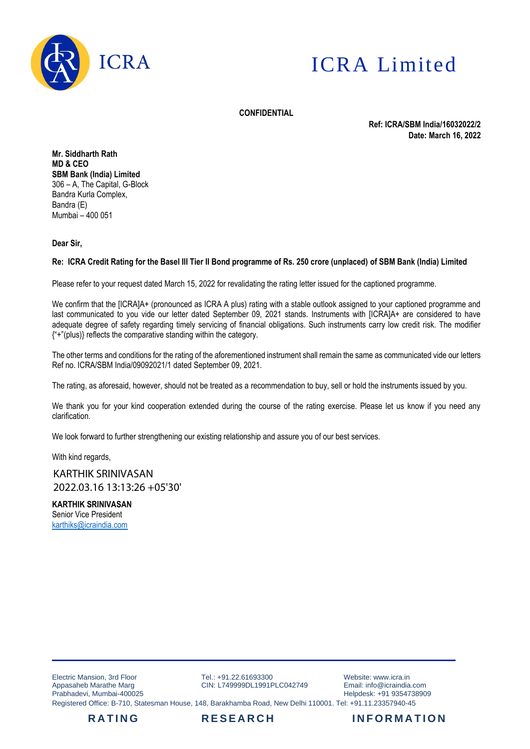# ICRA Limited

**CONFIDENTIAL**

**Ref: ICRA/SBM India/16032022/2**
**Date: March 16, 2022**

**Mr. Siddharth Rath**
**MD & CEO**
**SBM Bank (India) Limited**
306 – A, The Capital, G-Block
Bandra Kurla Complex,
Bandra (E)
Mumbai – 400 051

**Dear Sir,**

**Re: ICRA Credit Rating for the Basel III Tier II Bond programme of Rs. 250 crore (unplaced) of SBM Bank (India) Limited**

Please refer to your request dated March 15, 2022 for revalidating the rating letter issued for the captioned programme.

We confirm that the [ICRA]A+ (pronounced as ICRA A plus) rating with a stable outlook assigned to your captioned programme and last communicated to you vide our letter dated September 09, 2021 stands. Instruments with [ICRA]A+ are considered to have adequate degree of safety regarding timely servicing of financial obligations. Such instruments carry low credit risk. The modifier {"+"(plus)} reflects the comparative standing within the category.

The other terms and conditions for the rating of the aforementioned instrument shall remain the same as communicated vide our letters Ref no. ICRA/SBM India/09092021/1 dated September 09, 2021.

The rating, as aforesaid, however, should not be treated as a recommendation to buy, sell or hold the instruments issued by you.

We thank you for your kind cooperation extended during the course of the rating exercise. Please let us know if you need any clarification.

We look forward to further strengthening our existing relationship and assure you of our best services.

With kind regards,

KARTHIK SRINIVASAN
2022.03.16 13:13:26 +05'30'

**KARTHIK SRINIVASAN**
Senior Vice President
karthiks@icraindia.com

Electric Mansion, 3rd Floor
Appasaheb Marathe Marg
Prabhadevi, Mumbai-400025

Tel.: +91.22.61693300
CIN: L749999DL1991PLC042749

Website: www.icra.in
Email: info@icraindia.com
Helpdesk: +91 9354738909

Registered Office: B-710, Statesman House, 148, Barakhamba Road, New Delhi 110001. Tel: +91.11.23357940-45

RATING RESEARCH INFORMATION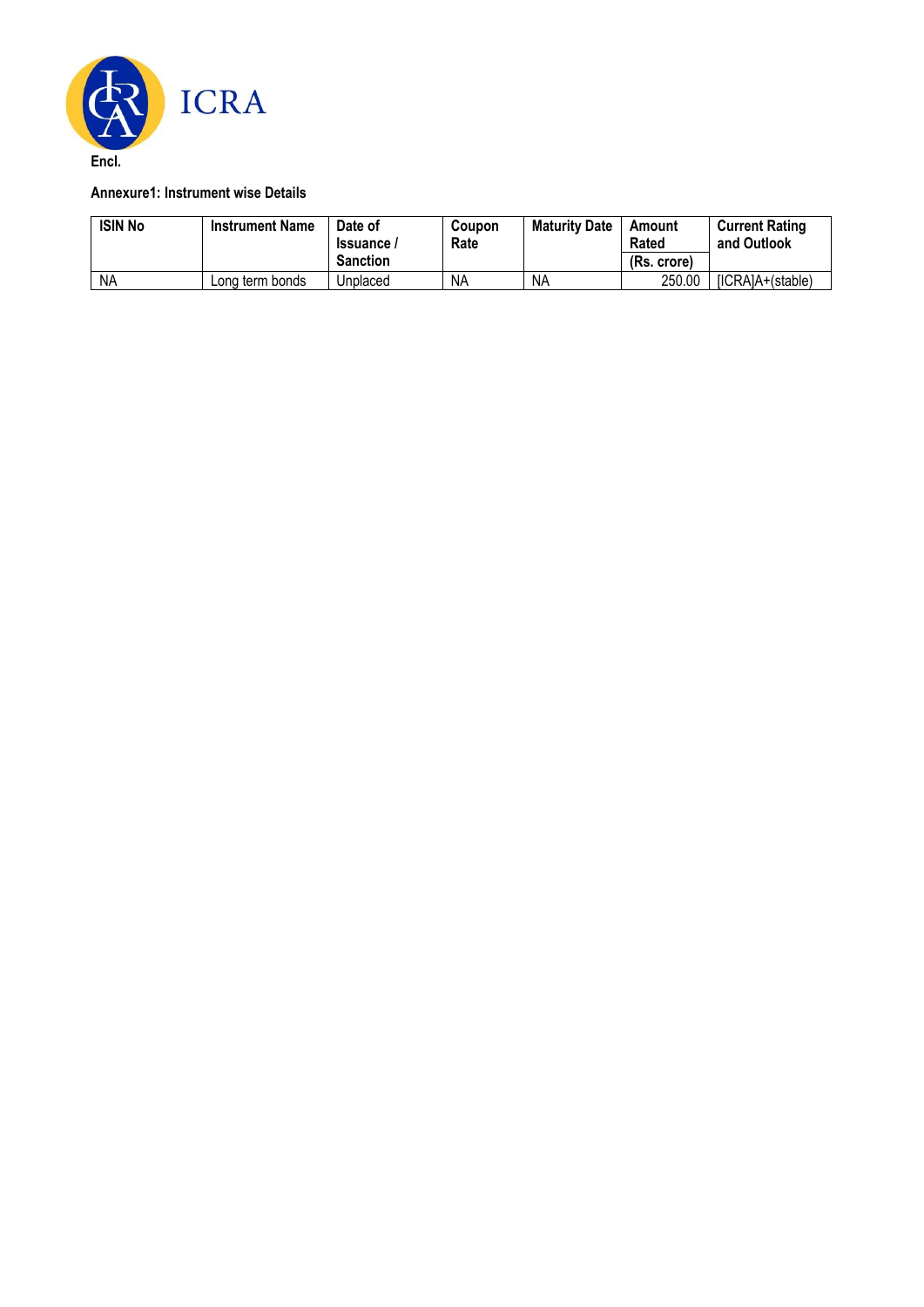Encl.

**Annexure1: Instrument wise Details**

| ISIN No | Instrument Name | Date of Issuance / Sanction | Coupon Rate | Maturity Date | Amount Rated (Rs. crore) | Current Rating and Outlook |
|---|---|---|---|---|---|---|
| NA | Long term bonds | Unplaced | NA | NA | 250.00 | [ICRA]A+(stable) |